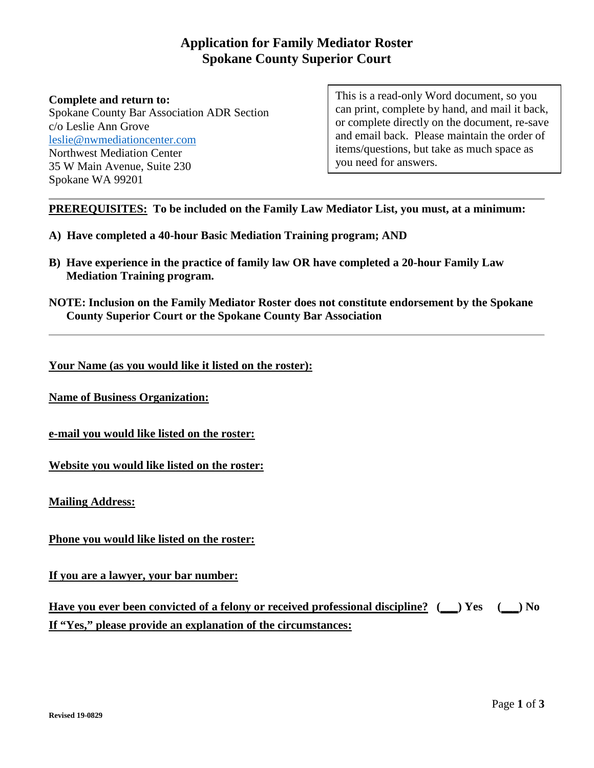# Application for Family Mediator Roster
# Spokane County Superior Court

**Complete and return to:**
Spokane County Bar Association ADR Section
c/o Leslie Ann Grove
leslie@nwmediationcenter.com
Northwest Mediation Center
35 W Main Avenue, Suite 230
Spokane WA 99201

> This is a read-only Word document, so you can print, complete by hand, and mail it back, or complete directly on the document, re-save and email back. Please maintain the order of items/questions, but take as much space as you need for answers.

---

**PREREQUISITES: To be included on the Family Law Mediator List, you must, at a minimum:**

**A) Have completed a 40-hour Basic Mediation Training program; AND**

**B) Have experience in the practice of family law OR have completed a 20-hour Family Law Mediation Training program.**

**NOTE: Inclusion on the Family Mediator Roster does not constitute endorsement by the Spokane County Superior Court or the Spokane County Bar Association**

---

**Your Name (as you would like it listed on the roster):**

**Name of Business Organization:**

**e-mail you would like listed on the roster:**

**Website you would like listed on the roster:**

**Mailing Address:**

**Phone you would like listed on the roster:**

**If you are a lawyer, your bar number:**

**Have you ever been convicted of a felony or received professional discipline? (\_\_\_) Yes (\_\_\_) No**
**If "Yes," please provide an explanation of the circumstances:**

Revised 19-0829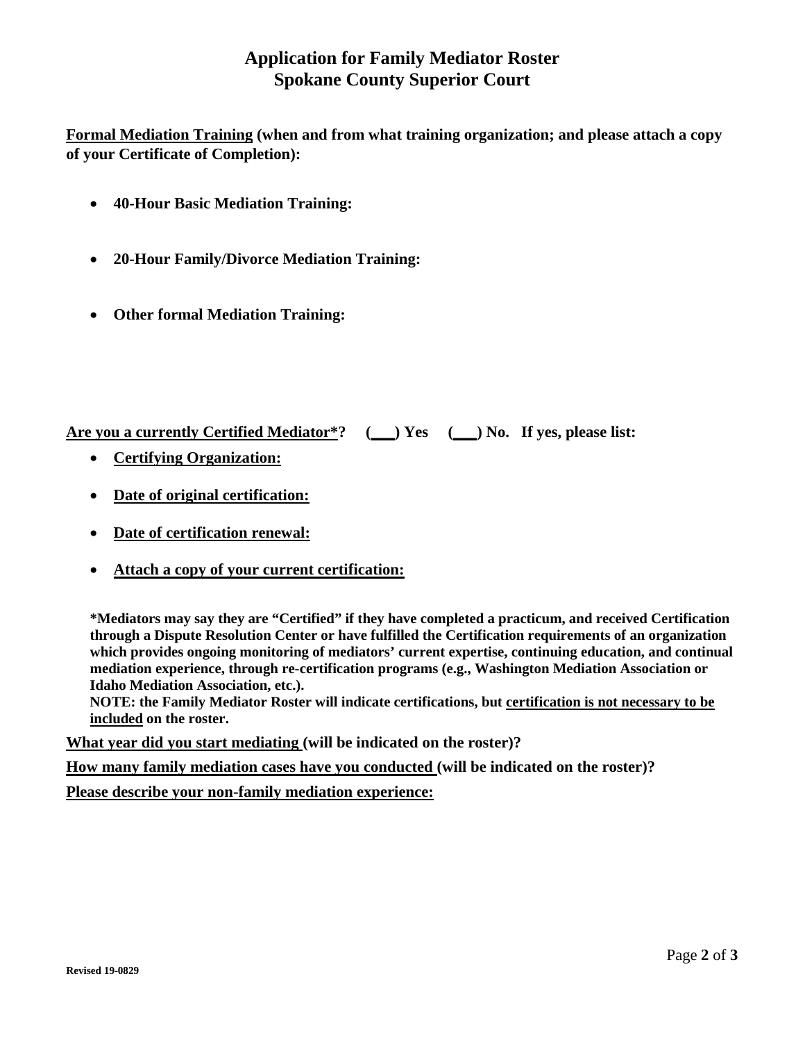# Application for Family Mediator Roster
# Spokane County Superior Court

**Formal Mediation Training (when and from what training organization; and please attach a copy of your Certificate of Completion):**

- **40-Hour Basic Mediation Training:**
- **20-Hour Family/Divorce Mediation Training:**
- **Other formal Mediation Training:**

**Are you a currently Certified Mediator*? (___) Yes (___) No. If yes, please list:**

- **Certifying Organization:**
- **Date of original certification:**
- **Date of certification renewal:**
- **Attach a copy of your current certification:**

**\*Mediators may say they are "Certified" if they have completed a practicum, and received Certification through a Dispute Resolution Center or have fulfilled the Certification requirements of an organization which provides ongoing monitoring of mediators' current expertise, continuing education, and continual mediation experience, through re-certification programs (e.g., Washington Mediation Association or Idaho Mediation Association, etc.).**

**NOTE: the Family Mediator Roster will indicate certifications, but certification is not necessary to be included on the roster.**

**What year did you start mediating (will be indicated on the roster)?**

**How many family mediation cases have you conducted (will be indicated on the roster)?**

**Please describe your non-family mediation experience:**

Revised 19-0829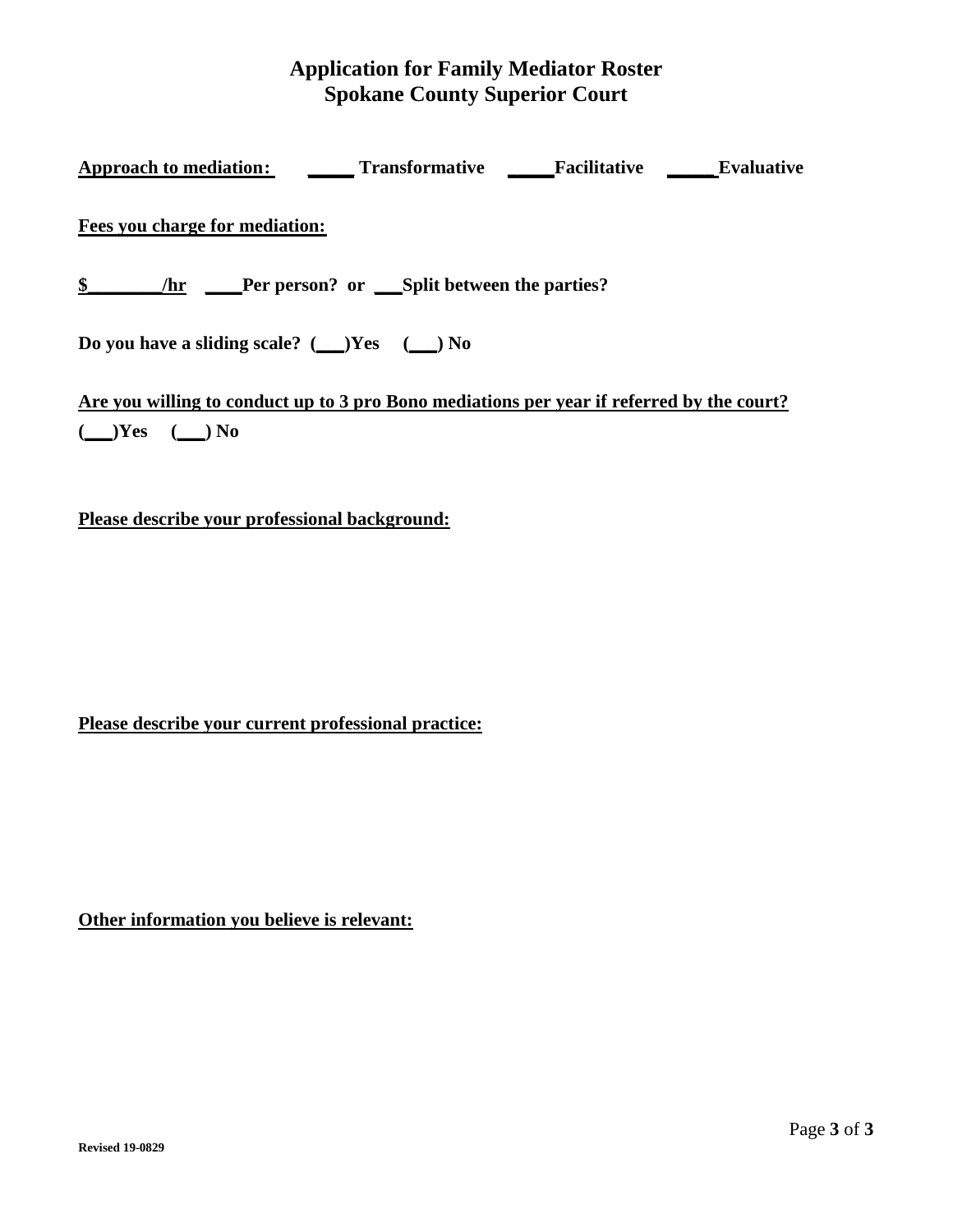# Application for Family Mediator Roster
# Spokane County Superior Court

**Approach to mediation:** _____ **Transformative** _____**Facilitative** _____ **Evaluative**

**Fees you charge for mediation:**

**$________/hr** ____**Per person? or** ___**Split between the parties?**

**Do you have a sliding scale? (___)Yes (___) No**

**Are you willing to conduct up to 3 pro Bono mediations per year if referred by the court?**
**(___)Yes (___) No**

**Please describe your professional background:**

**Please describe your current professional practice:**

**Other information you believe is relevant:**

**Revised 19-0829**